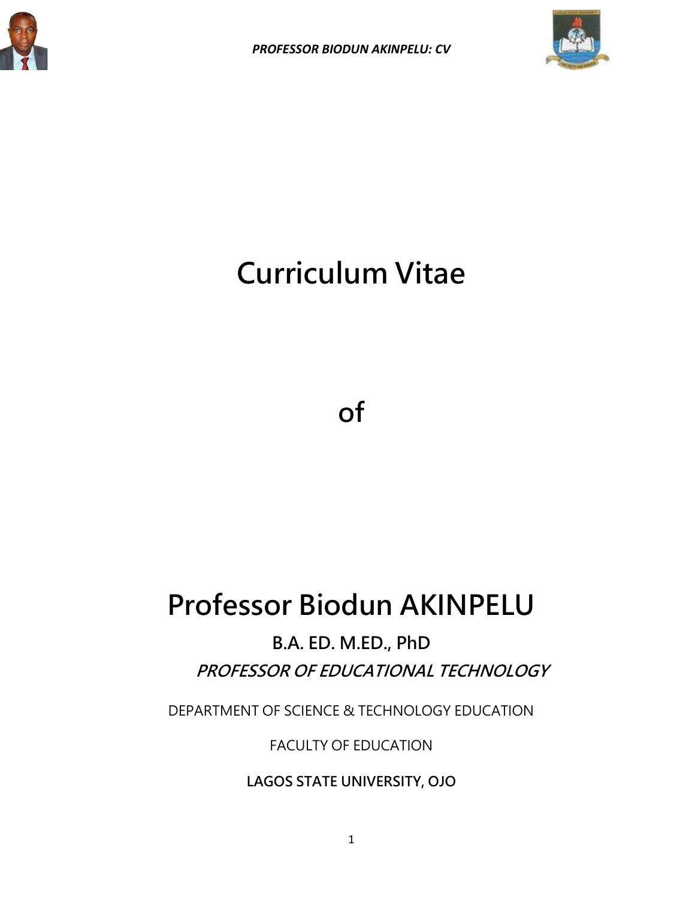# Curriculum Vitae

# of

# Professor Biodun AKINPELU

**B.A. ED. M.ED., PhD**

***PROFESSOR OF EDUCATIONAL TECHNOLOGY***

DEPARTMENT OF SCIENCE & TECHNOLOGY EDUCATION

FACULTY OF EDUCATION

**LAGOS STATE UNIVERSITY, OJO**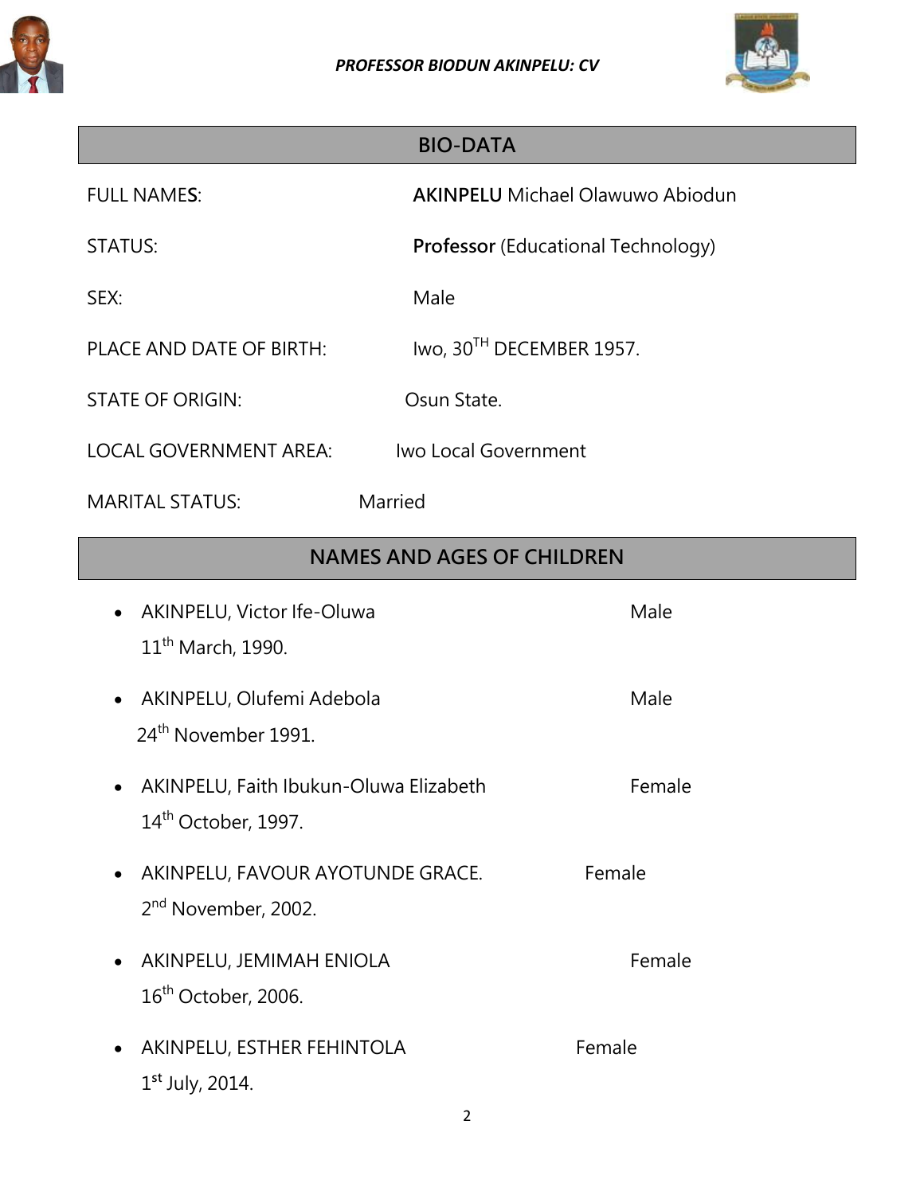## BIO-DATA

| | |
|---|---|
| FULL NAMES: | **AKINPELU** Michael Olawuwo Abiodun |
| STATUS: | **Professor** (Educational Technology) |
| SEX: | Male |
| PLACE AND DATE OF BIRTH: | Iwo, 30TH DECEMBER 1957. |
| STATE OF ORIGIN: | Osun State. |
| LOCAL GOVERNMENT AREA: | Iwo Local Government |
| MARITAL STATUS: | Married |

## NAMES AND AGES OF CHILDREN

- AKINPELU, Victor Ife-Oluwa — Male
  11th March, 1990.
- AKINPELU, Olufemi Adebola — Male
  24th November 1991.
- AKINPELU, Faith Ibukun-Oluwa Elizabeth — Female
  14th October, 1997.
- AKINPELU, FAVOUR AYOTUNDE GRACE. — Female
  2nd November, 2002.
- AKINPELU, JEMIMAH ENIOLA — Female
  16th October, 2006.
- AKINPELU, ESTHER FEHINTOLA — Female
  1st July, 2014.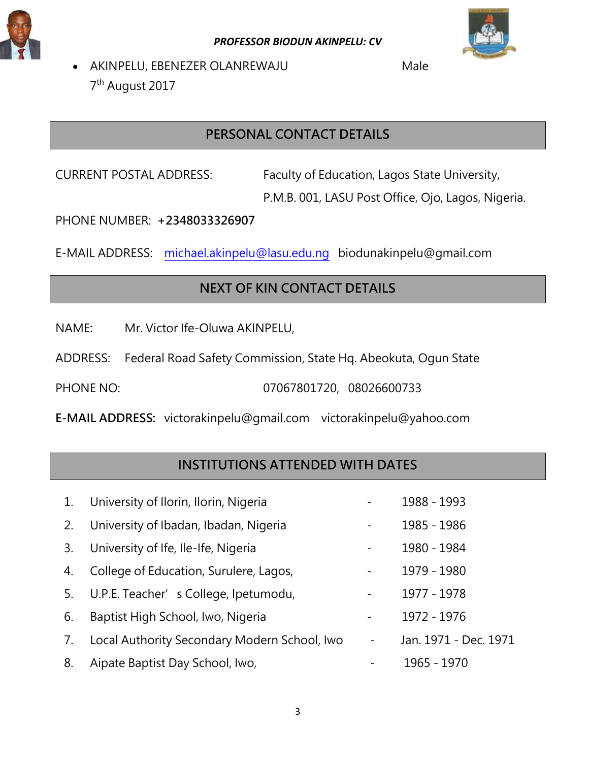*PROFESSOR BIODUN AKINPELU: CV*

- AKINPELU, EBENEZER OLANREWAJU Male
  7th August 2017

## PERSONAL CONTACT DETAILS

CURRENT POSTAL ADDRESS: Faculty of Education, Lagos State University, P.M.B. 001, LASU Post Office, Ojo, Lagos, Nigeria.

PHONE NUMBER: **+2348033326907**

E-MAIL ADDRESS: michael.akinpelu@lasu.edu.ng biodunakinpelu@gmail.com

## NEXT OF KIN CONTACT DETAILS

NAME: Mr. Victor Ife-Oluwa AKINPELU,

ADDRESS: Federal Road Safety Commission, State Hq. Abeokuta, Ogun State

PHONE NO: 07067801720, 08026600733

**E-MAIL ADDRESS:** victorakinpelu@gmail.com victorakinpelu@yahoo.com

## INSTITUTIONS ATTENDED WITH DATES

1. University of Ilorin, Ilorin, Nigeria - 1988 - 1993
2. University of Ibadan, Ibadan, Nigeria - 1985 - 1986
3. University of Ife, Ile-Ife, Nigeria - 1980 - 1984
4. College of Education, Surulere, Lagos, - 1979 - 1980
5. U.P.E. Teacher's College, Ipetumodu, - 1977 - 1978
6. Baptist High School, Iwo, Nigeria - 1972 - 1976
7. Local Authority Secondary Modern School, Iwo - Jan. 1971 - Dec. 1971
8. Aipate Baptist Day School, Iwo, - 1965 - 1970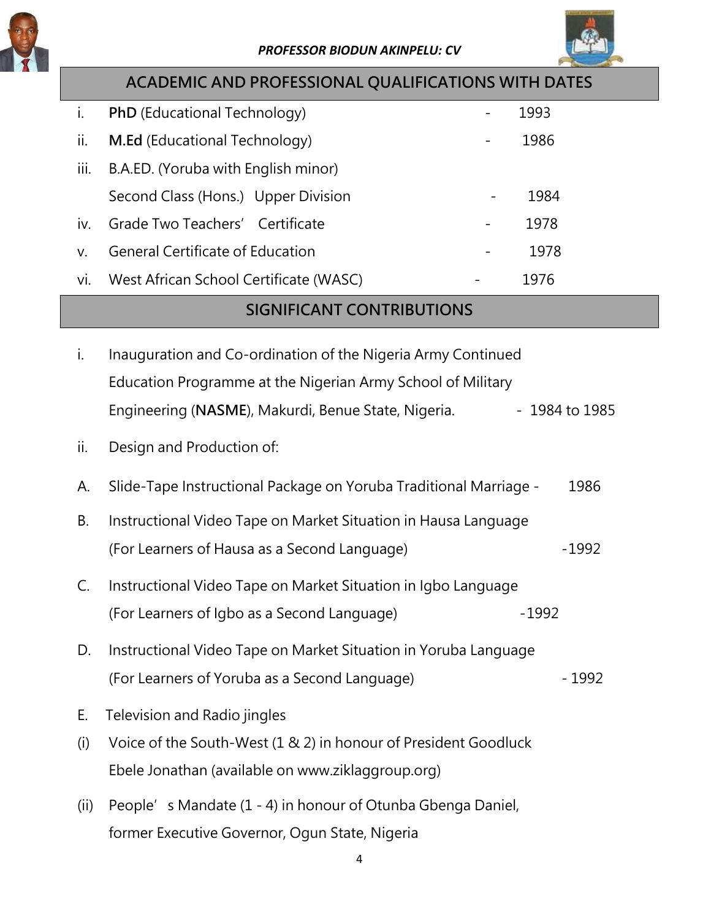## ACADEMIC AND PROFESSIONAL QUALIFICATIONS WITH DATES

i. **PhD** (Educational Technology) - 1993

ii. **M.Ed** (Educational Technology) - 1986

iii. B.A.ED. (Yoruba with English minor)
Second Class (Hons.) Upper Division - 1984

iv. Grade Two Teachers' Certificate - 1978

v. General Certificate of Education - 1978

vi. West African School Certificate (WASC) - 1976

## SIGNIFICANT CONTRIBUTIONS

i. Inauguration and Co-ordination of the Nigeria Army Continued Education Programme at the Nigerian Army School of Military Engineering (**NASME**), Makurdi, Benue State, Nigeria. - 1984 to 1985

ii. Design and Production of:

A. Slide-Tape Instructional Package on Yoruba Traditional Marriage - 1986

B. Instructional Video Tape on Market Situation in Hausa Language (For Learners of Hausa as a Second Language) -1992

C. Instructional Video Tape on Market Situation in Igbo Language (For Learners of Igbo as a Second Language) -1992

D. Instructional Video Tape on Market Situation in Yoruba Language (For Learners of Yoruba as a Second Language) - 1992

E. Television and Radio jingles

(i) Voice of the South-West (1 & 2) in honour of President Goodluck Ebele Jonathan (available on www.ziklaggroup.org)

(ii) People's Mandate (1 - 4) in honour of Otunba Gbenga Daniel, former Executive Governor, Ogun State, Nigeria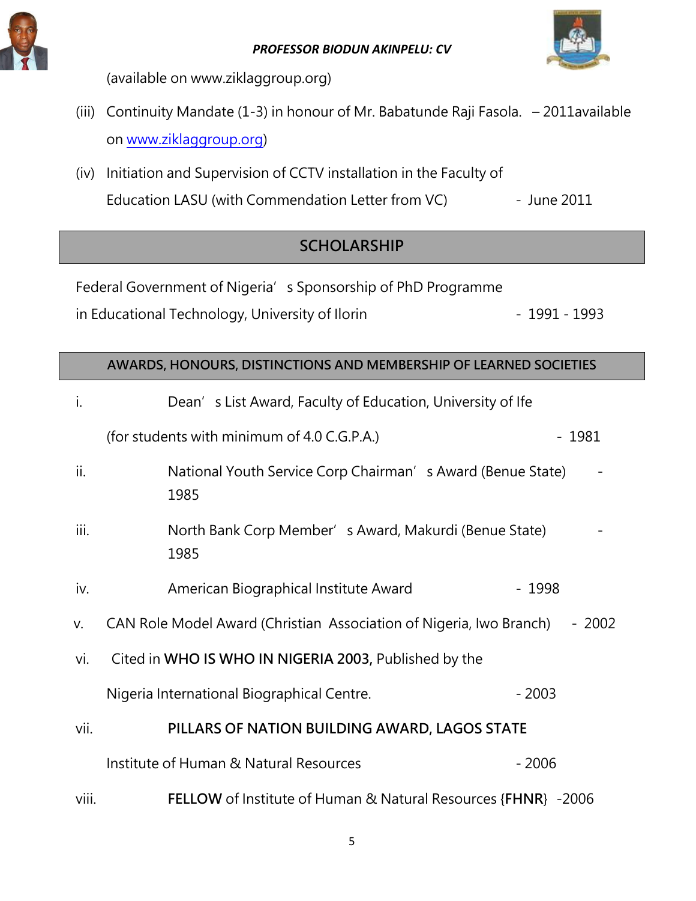(available on www.ziklaggroup.org)

(iii) Continuity Mandate (1-3) in honour of Mr. Babatunde Raji Fasola. – 2011available on [www.ziklaggroup.org](http://www.ziklaggroup.org))

(iv) Initiation and Supervision of CCTV installation in the Faculty of Education LASU (with Commendation Letter from VC) - June 2011

## SCHOLARSHIP

Federal Government of Nigeria's Sponsorship of PhD Programme in Educational Technology, University of Ilorin - 1991 - 1993

## AWARDS, HONOURS, DISTINCTIONS AND MEMBERSHIP OF LEARNED SOCIETIES

i. Dean's List Award, Faculty of Education, University of Ife (for students with minimum of 4.0 C.G.P.A.) - 1981

ii. National Youth Service Corp Chairman's Award (Benue State) - 1985

iii. North Bank Corp Member's Award, Makurdi (Benue State) - 1985

iv. American Biographical Institute Award - 1998

v. CAN Role Model Award (Christian Association of Nigeria, Iwo Branch) - 2002

vi. Cited in **WHO IS WHO IN NIGERIA 2003,** Published by the Nigeria International Biographical Centre. - 2003

vii. **PILLARS OF NATION BUILDING AWARD, LAGOS STATE** Institute of Human & Natural Resources - 2006

viii. **FELLOW** of Institute of Human & Natural Resources {**FHNR**} -2006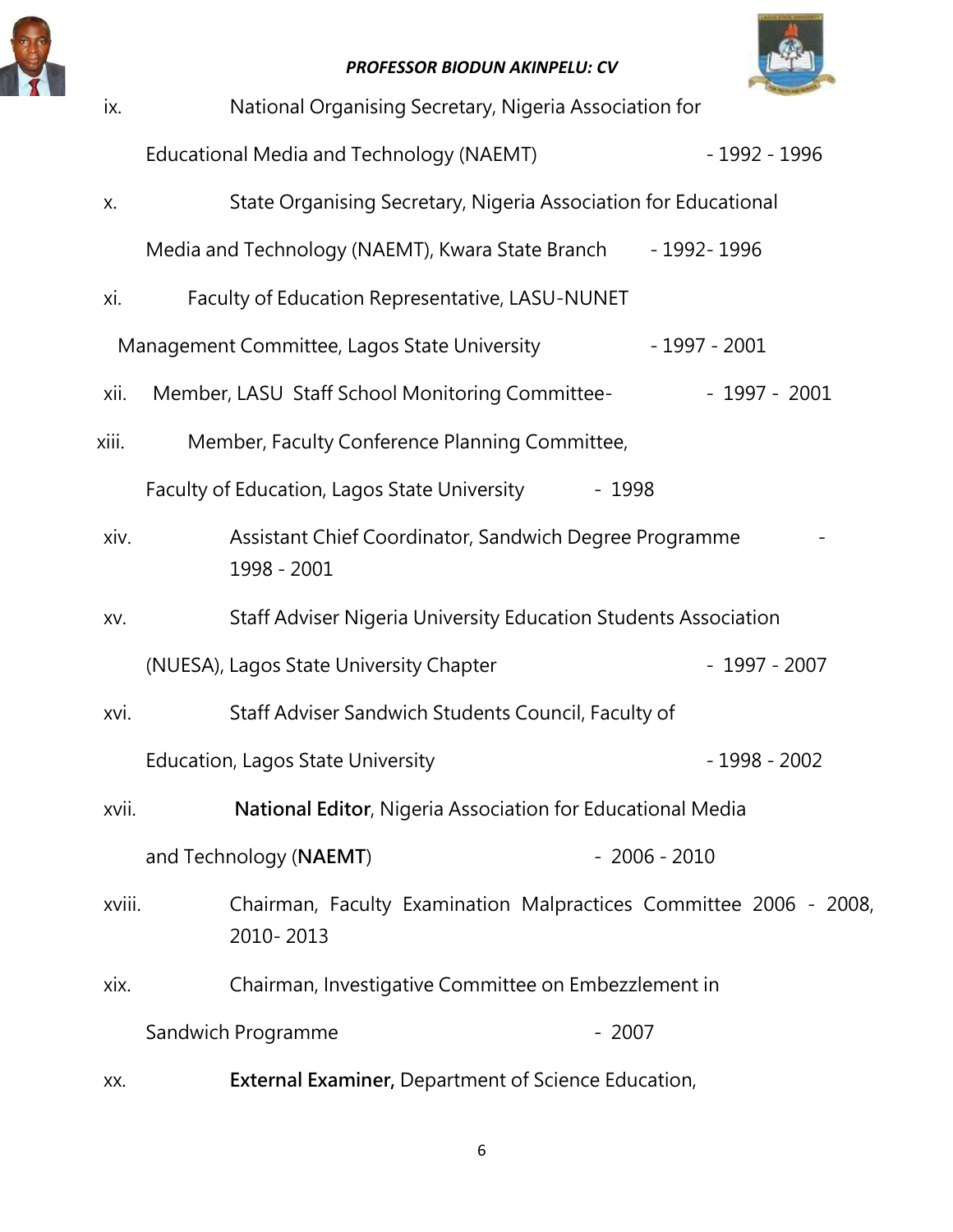ix. National Organising Secretary, Nigeria Association for Educational Media and Technology (NAEMT) - 1992 - 1996

x. State Organising Secretary, Nigeria Association for Educational Media and Technology (NAEMT), Kwara State Branch - 1992- 1996

xi. Faculty of Education Representative, LASU-NUNET Management Committee, Lagos State University - 1997 - 2001

xii. Member, LASU Staff School Monitoring Committee- - 1997 - 2001

xiii. Member, Faculty Conference Planning Committee, Faculty of Education, Lagos State University - 1998

xiv. Assistant Chief Coordinator, Sandwich Degree Programme - 1998 - 2001

xv. Staff Adviser Nigeria University Education Students Association (NUESA), Lagos State University Chapter - 1997 - 2007

xvi. Staff Adviser Sandwich Students Council, Faculty of Education, Lagos State University - 1998 - 2002

xvii. **National Editor**, Nigeria Association for Educational Media and Technology (**NAEMT**) - 2006 - 2010

xviii. Chairman, Faculty Examination Malpractices Committee 2006 - 2008, 2010- 2013

xix. Chairman, Investigative Committee on Embezzlement in Sandwich Programme - 2007

xx. **External Examiner,** Department of Science Education,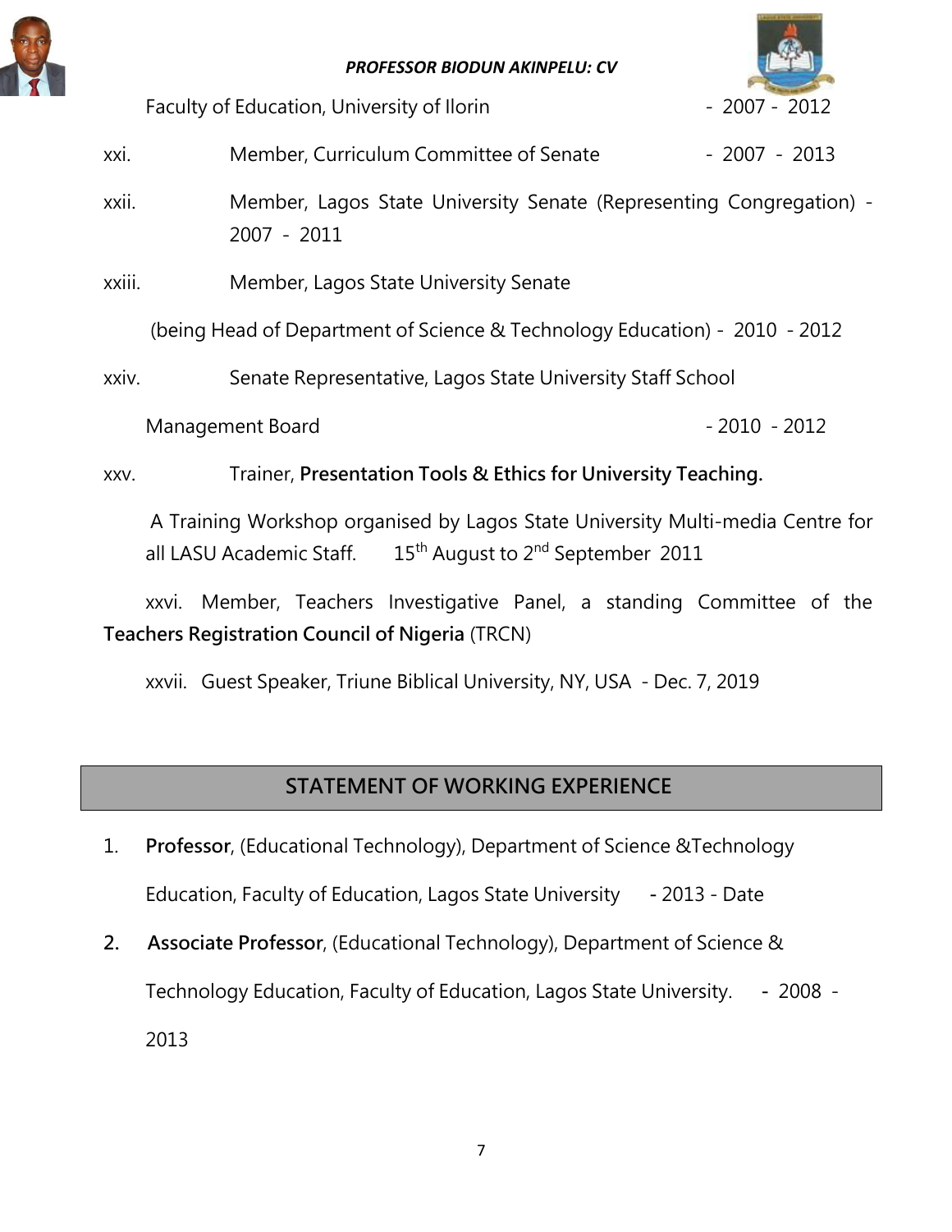Faculty of Education, University of Ilorin - 2007 - 2012

xxi. Member, Curriculum Committee of Senate - 2007 - 2013

xxii. Member, Lagos State University Senate (Representing Congregation) - 2007 - 2011

xxiii. Member, Lagos State University Senate (being Head of Department of Science & Technology Education) - 2010 - 2012

xxiv. Senate Representative, Lagos State University Staff School Management Board - 2010 - 2012

xxv. Trainer, **Presentation Tools & Ethics for University Teaching.** A Training Workshop organised by Lagos State University Multi-media Centre for all LASU Academic Staff. 15th August to 2nd September 2011

xxvi. Member, Teachers Investigative Panel, a standing Committee of the **Teachers Registration Council of Nigeria** (TRCN)

xxvii. Guest Speaker, Triune Biblical University, NY, USA - Dec. 7, 2019

## STATEMENT OF WORKING EXPERIENCE

1. **Professor**, (Educational Technology), Department of Science &Technology Education, Faculty of Education, Lagos State University - 2013 - Date
2. **Associate Professor**, (Educational Technology), Department of Science & Technology Education, Faculty of Education, Lagos State University. - 2008 - 2013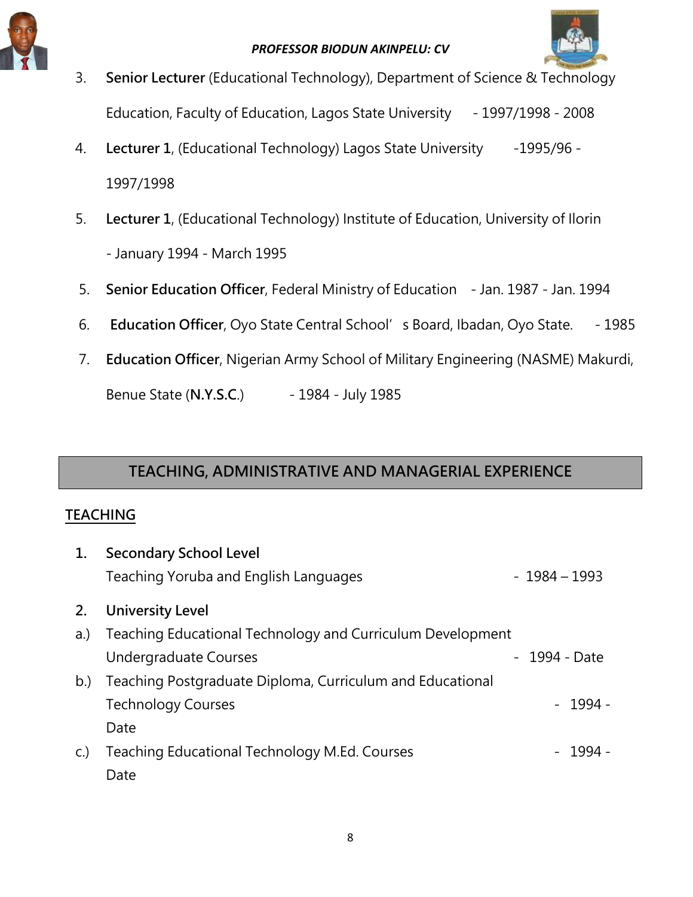3. **Senior Lecturer** (Educational Technology), Department of Science & Technology Education, Faculty of Education, Lagos State University - 1997/1998 - 2008

4. **Lecturer 1**, (Educational Technology) Lagos State University -1995/96 - 1997/1998

5. **Lecturer 1**, (Educational Technology) Institute of Education, University of Ilorin - January 1994 - March 1995

5. **Senior Education Officer**, Federal Ministry of Education - Jan. 1987 - Jan. 1994

6. **Education Officer**, Oyo State Central School' s Board, Ibadan, Oyo State. - 1985

7. **Education Officer**, Nigerian Army School of Military Engineering (NASME) Makurdi, Benue State (**N.Y.S.C.**) - 1984 - July 1985

## TEACHING, ADMINISTRATIVE AND MANAGERIAL EXPERIENCE

### TEACHING

1. **Secondary School Level**
   Teaching Yoruba and English Languages - 1984 – 1993

2. **University Level**
   a.) Teaching Educational Technology and Curriculum Development Undergraduate Courses - 1994 - Date
   b.) Teaching Postgraduate Diploma, Curriculum and Educational Technology Courses - 1994 - Date
   c.) Teaching Educational Technology M.Ed. Courses - 1994 - Date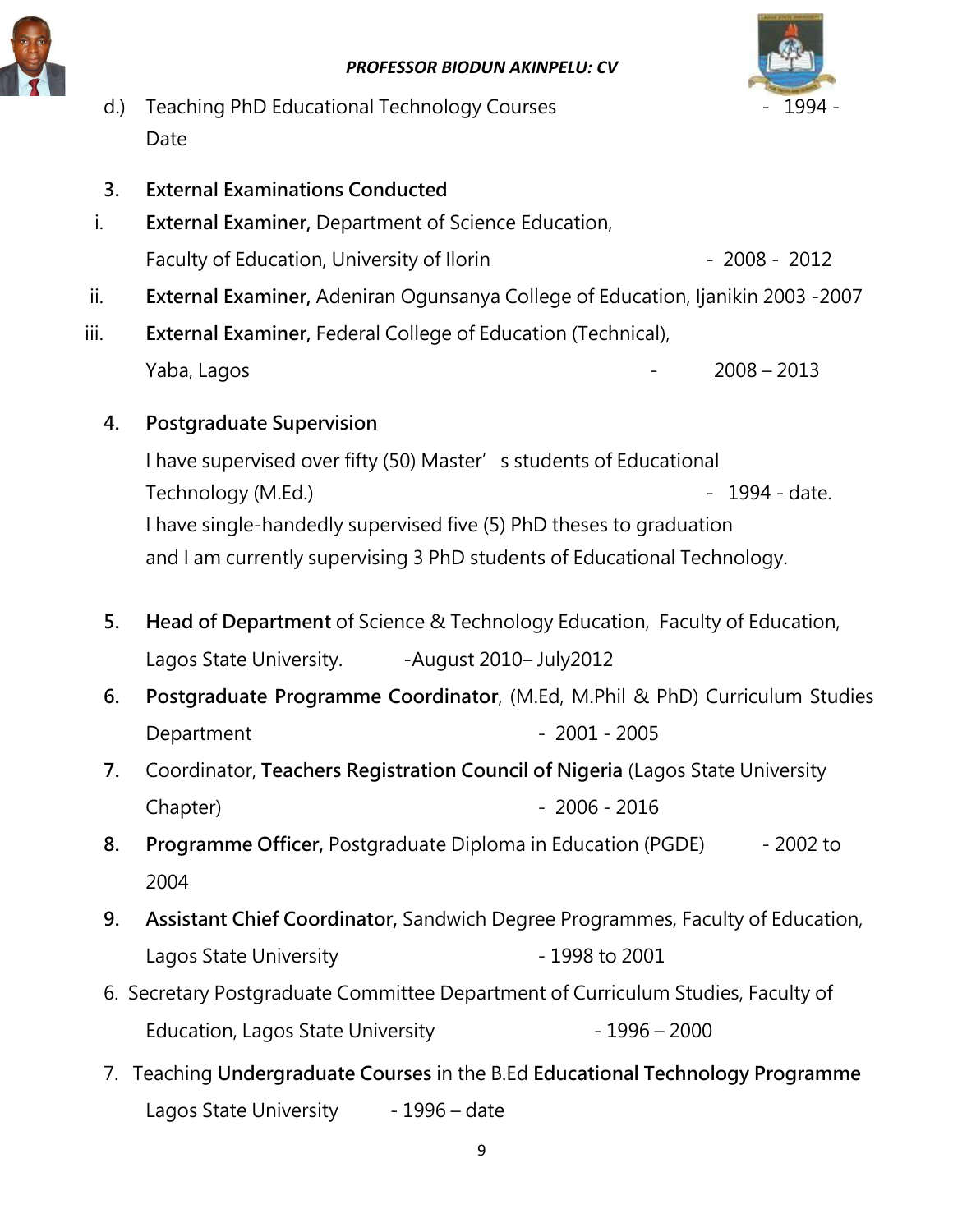d.) Teaching PhD Educational Technology Courses - 1994 - Date

3. **External Examinations Conducted**

   i. **External Examiner,** Department of Science Education, Faculty of Education, University of Ilorin - 2008 - 2012

   ii. **External Examiner,** Adeniran Ogunsanya College of Education, Ijanikin 2003 -2007

   iii. **External Examiner,** Federal College of Education (Technical), Yaba, Lagos - 2008 – 2013

4. **Postgraduate Supervision**

   I have supervised over fifty (50) Master's students of Educational Technology (M.Ed.) - 1994 - date.
   I have single-handedly supervised five (5) PhD theses to graduation and I am currently supervising 3 PhD students of Educational Technology.

5. **Head of Department** of Science & Technology Education, Faculty of Education, Lagos State University. -August 2010– July2012

6. **Postgraduate Programme Coordinator**, (M.Ed, M.Phil & PhD) Curriculum Studies Department - 2001 - 2005

7. Coordinator, **Teachers Registration Council of Nigeria** (Lagos State University Chapter) - 2006 - 2016

8. **Programme Officer,** Postgraduate Diploma in Education (PGDE) - 2002 to 2004

9. **Assistant Chief Coordinator,** Sandwich Degree Programmes, Faculty of Education, Lagos State University - 1998 to 2001

6. Secretary Postgraduate Committee Department of Curriculum Studies, Faculty of Education, Lagos State University - 1996 – 2000

7. Teaching **Undergraduate Courses** in the B.Ed **Educational Technology Programme** Lagos State University - 1996 – date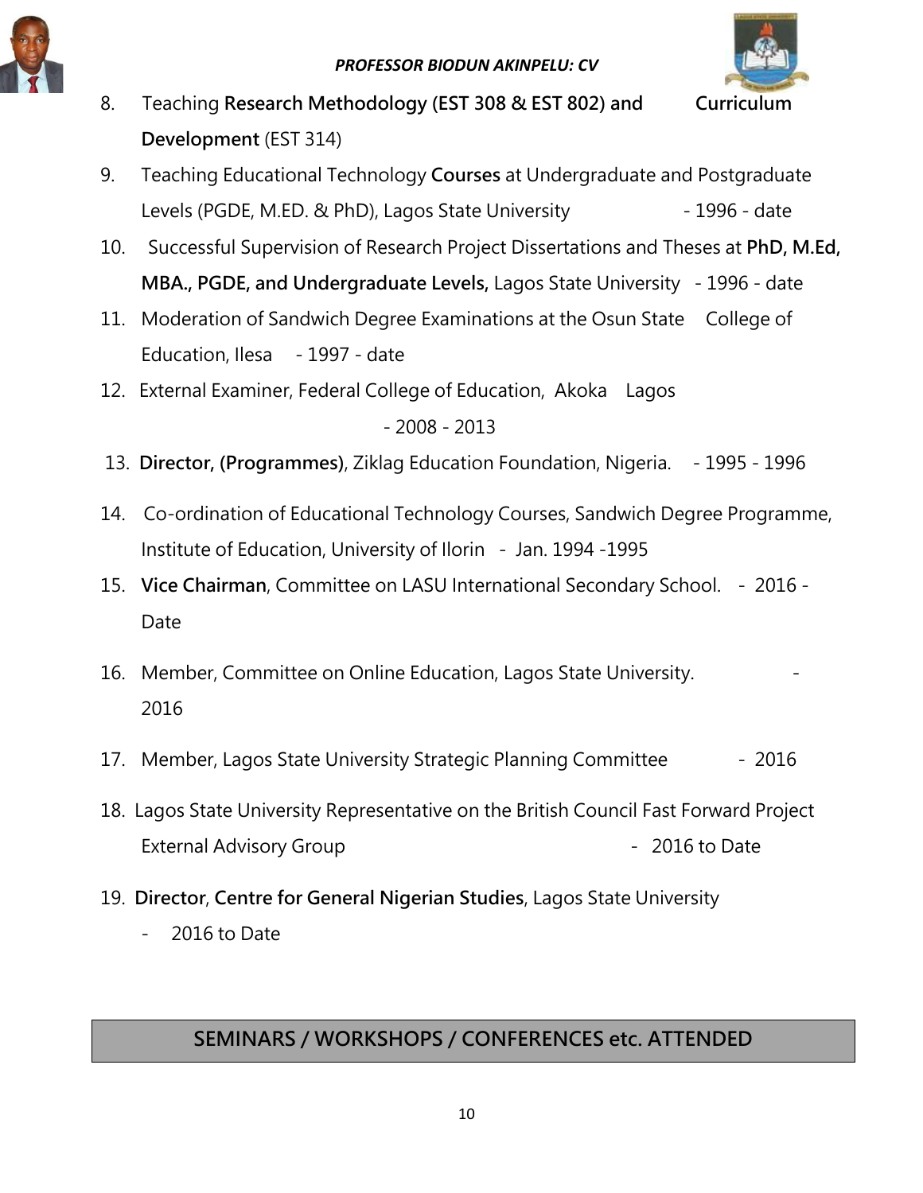8. Teaching **Research Methodology (EST 308 & EST 802) and Curriculum Development** (EST 314)
9. Teaching Educational Technology **Courses** at Undergraduate and Postgraduate Levels (PGDE, M.ED. & PhD), Lagos State University - 1996 - date
10. Successful Supervision of Research Project Dissertations and Theses at **PhD, M.Ed, MBA., PGDE, and Undergraduate Levels,** Lagos State University - 1996 - date
11. Moderation of Sandwich Degree Examinations at the Osun State College of Education, Ilesa - 1997 - date
12. External Examiner, Federal College of Education, Akoka Lagos - 2008 - 2013
13. **Director, (Programmes)**, Ziklag Education Foundation, Nigeria. - 1995 - 1996
14. Co-ordination of Educational Technology Courses, Sandwich Degree Programme, Institute of Education, University of Ilorin - Jan. 1994 -1995
15. **Vice Chairman**, Committee on LASU International Secondary School. - 2016 - Date
16. Member, Committee on Online Education, Lagos State University. - 2016
17. Member, Lagos State University Strategic Planning Committee - 2016
18. Lagos State University Representative on the British Council Fast Forward Project External Advisory Group - 2016 to Date
19. **Director**, **Centre for General Nigerian Studies**, Lagos State University - 2016 to Date

## SEMINARS / WORKSHOPS / CONFERENCES etc. ATTENDED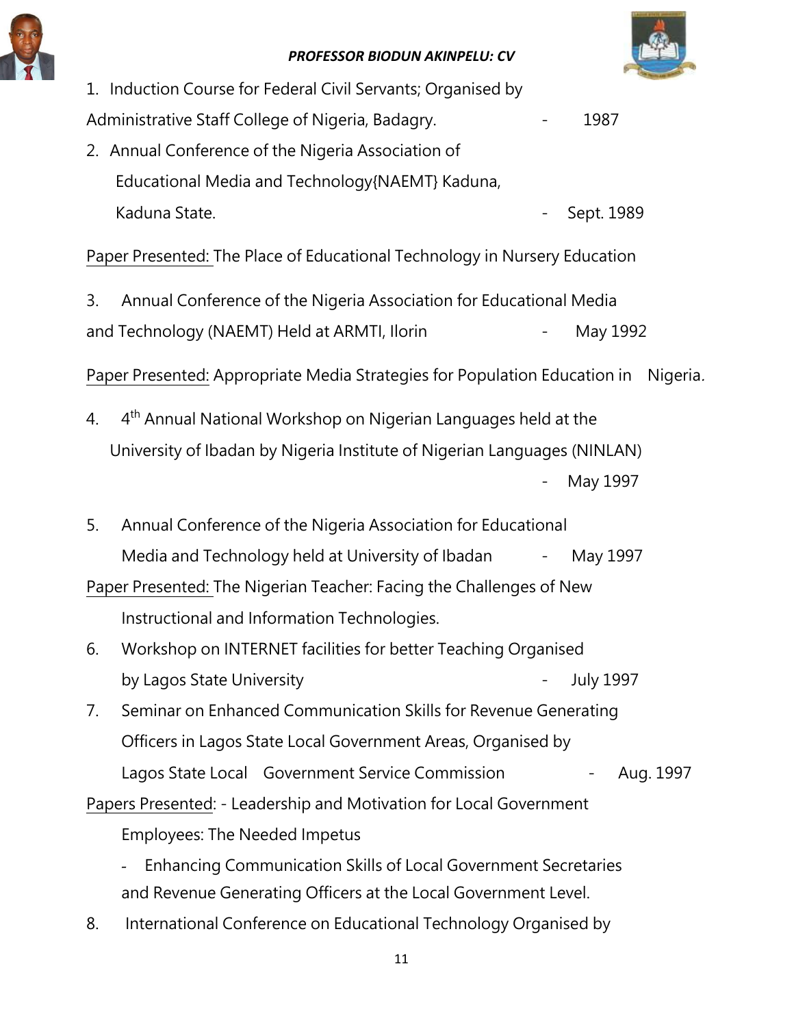1. Induction Course for Federal Civil Servants; Organised by Administrative Staff College of Nigeria, Badagry. - 1987
2. Annual Conference of the Nigeria Association of Educational Media and Technology{NAEMT} Kaduna, Kaduna State. - Sept. 1989

<u>Paper Presented:</u> The Place of Educational Technology in Nursery Education

3. Annual Conference of the Nigeria Association for Educational Media and Technology (NAEMT) Held at ARMTI, Ilorin - May 1992

<u>Paper Presented:</u> Appropriate Media Strategies for Population Education in Nigeria.

4. 4th Annual National Workshop on Nigerian Languages held at the University of Ibadan by Nigeria Institute of Nigerian Languages (NINLAN) - May 1997

5. Annual Conference of the Nigeria Association for Educational Media and Technology held at University of Ibadan - May 1997

<u>Paper Presented:</u> The Nigerian Teacher: Facing the Challenges of New Instructional and Information Technologies.

6. Workshop on INTERNET facilities for better Teaching Organised by Lagos State University - July 1997
7. Seminar on Enhanced Communication Skills for Revenue Generating Officers in Lagos State Local Government Areas, Organised by Lagos State Local Government Service Commission - Aug. 1997

<u>Papers Presented</u>: - Leadership and Motivation for Local Government Employees: The Needed Impetus

- Enhancing Communication Skills of Local Government Secretaries and Revenue Generating Officers at the Local Government Level.

8. International Conference on Educational Technology Organised by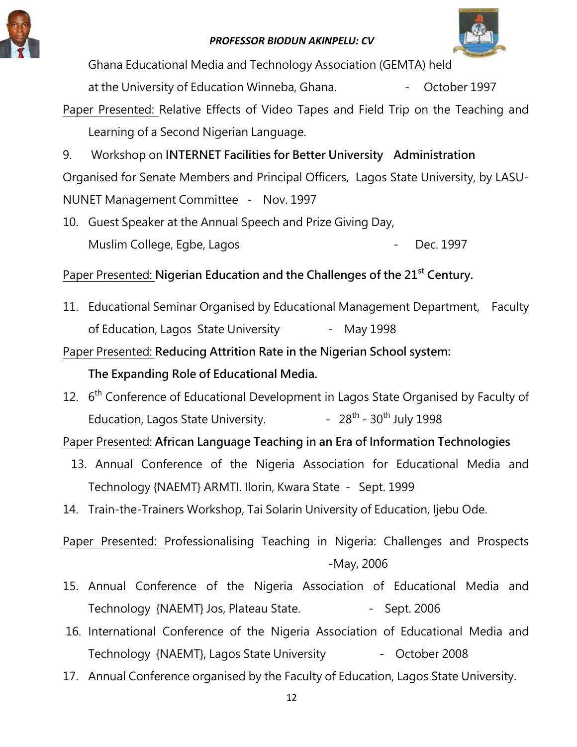Ghana Educational Media and Technology Association (GEMTA) held at the University of Education Winneba, Ghana. - October 1997

Paper Presented: Relative Effects of Video Tapes and Field Trip on the Teaching and Learning of a Second Nigerian Language.

9. Workshop on **INTERNET Facilities for Better University Administration** Organised for Senate Members and Principal Officers, Lagos State University, by LASU-NUNET Management Committee - Nov. 1997

10. Guest Speaker at the Annual Speech and Prize Giving Day, Muslim College, Egbe, Lagos - Dec. 1997

Paper Presented: **Nigerian Education and the Challenges of the 21st Century.**

11. Educational Seminar Organised by Educational Management Department, Faculty of Education, Lagos State University - May 1998

Paper Presented: **Reducing Attrition Rate in the Nigerian School system: The Expanding Role of Educational Media.**

12. 6th Conference of Educational Development in Lagos State Organised by Faculty of Education, Lagos State University. - 28th - 30th July 1998

Paper Presented: **African Language Teaching in an Era of Information Technologies**

13. Annual Conference of the Nigeria Association for Educational Media and Technology {NAEMT} ARMTI. Ilorin, Kwara State - Sept. 1999

14. Train-the-Trainers Workshop, Tai Solarin University of Education, Ijebu Ode.

Paper Presented: Professionalising Teaching in Nigeria: Challenges and Prospects -May, 2006

15. Annual Conference of the Nigeria Association of Educational Media and Technology {NAEMT} Jos, Plateau State. - Sept. 2006

16. International Conference of the Nigeria Association of Educational Media and Technology {NAEMT}, Lagos State University - October 2008

17. Annual Conference organised by the Faculty of Education, Lagos State University.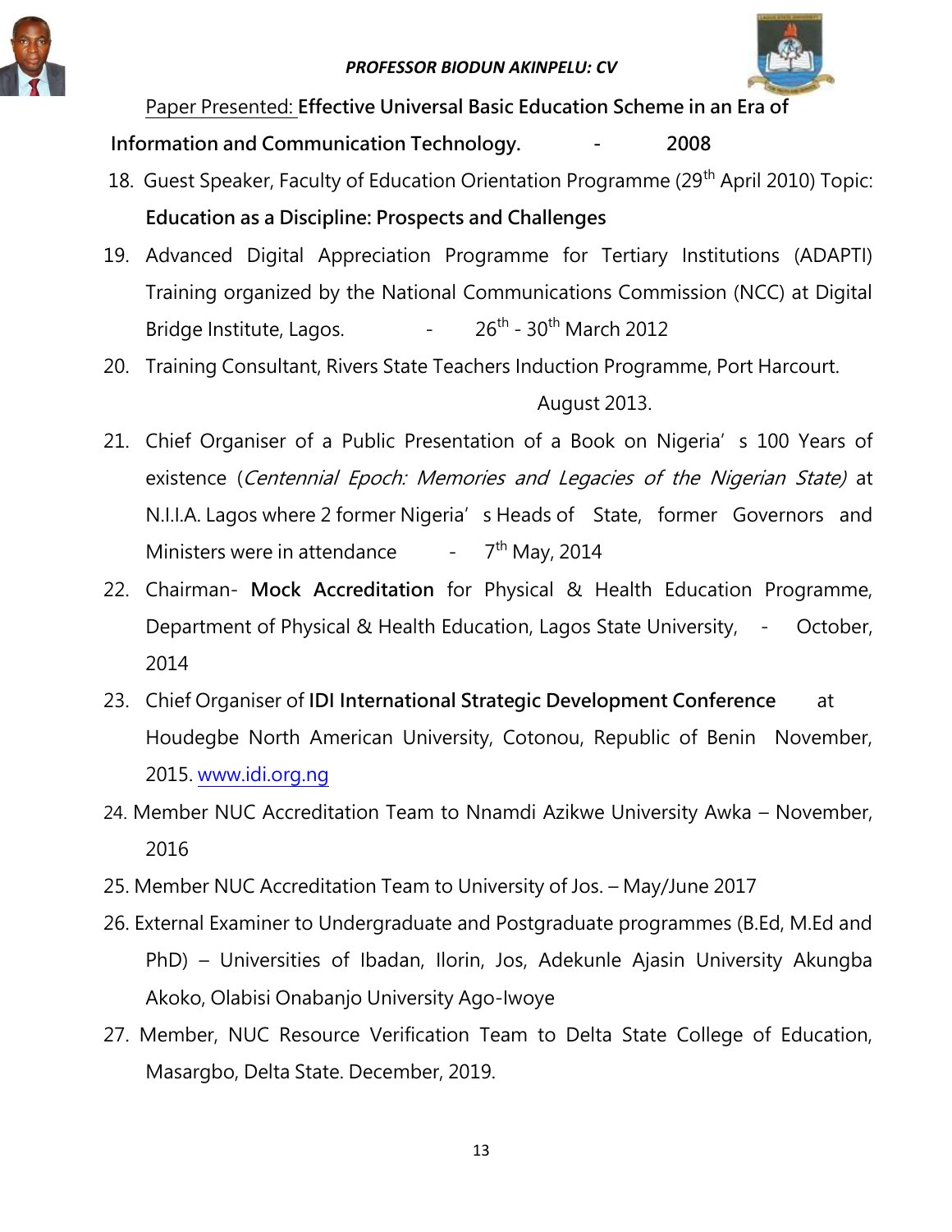Paper Presented: **Effective Universal Basic Education Scheme in an Era of Information and Communication Technology.** - **2008**

18. Guest Speaker, Faculty of Education Orientation Programme (29th April 2010) Topic: **Education as a Discipline: Prospects and Challenges**
19. Advanced Digital Appreciation Programme for Tertiary Institutions (ADAPTI) Training organized by the National Communications Commission (NCC) at Digital Bridge Institute, Lagos. - 26th - 30th March 2012
20. Training Consultant, Rivers State Teachers Induction Programme, Port Harcourt. August 2013.
21. Chief Organiser of a Public Presentation of a Book on Nigeria's 100 Years of existence (*Centennial Epoch: Memories and Legacies of the Nigerian State)* at N.I.I.A. Lagos where 2 former Nigeria's Heads of State, former Governors and Ministers were in attendance - 7th May, 2014
22. Chairman- **Mock Accreditation** for Physical & Health Education Programme, Department of Physical & Health Education, Lagos State University, - October, 2014
23. Chief Organiser of **IDI International Strategic Development Conference** at Houdegbe North American University, Cotonou, Republic of Benin November, 2015. [www.idi.org.ng](http://www.idi.org.ng)
24. Member NUC Accreditation Team to Nnamdi Azikwe University Awka – November, 2016
25. Member NUC Accreditation Team to University of Jos. – May/June 2017
26. External Examiner to Undergraduate and Postgraduate programmes (B.Ed, M.Ed and PhD) – Universities of Ibadan, Ilorin, Jos, Adekunle Ajasin University Akungba Akoko, Olabisi Onabanjo University Ago-Iwoye
27. Member, NUC Resource Verification Team to Delta State College of Education, Masargbo, Delta State. December, 2019.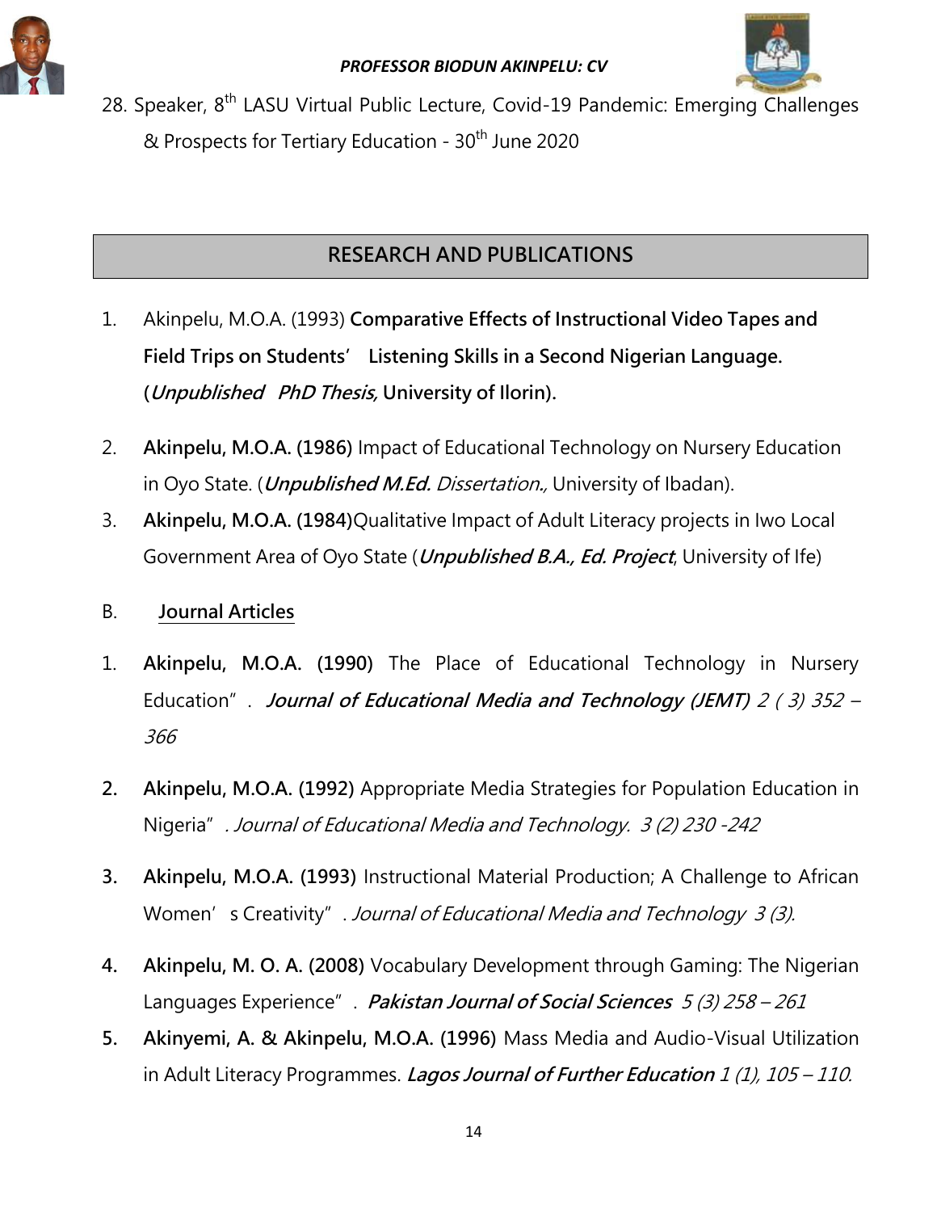28. Speaker, 8th LASU Virtual Public Lecture, Covid-19 Pandemic: Emerging Challenges & Prospects for Tertiary Education - 30th June 2020

## RESEARCH AND PUBLICATIONS

1. Akinpelu, M.O.A. (1993) **Comparative Effects of Instructional Video Tapes and Field Trips on Students' Listening Skills in a Second Nigerian Language. (*Unpublished PhD Thesis,* University of Ilorin).**

2. **Akinpelu, M.O.A. (1986)** Impact of Educational Technology on Nursery Education in Oyo State. (***Unpublished M.Ed.*** *Dissertation.,* University of Ibadan).
3. **Akinpelu, M.O.A. (1984)**Qualitative Impact of Adult Literacy projects in Iwo Local Government Area of Oyo State (***Unpublished B.A., Ed. Project***, University of Ife)

B. **Journal Articles**

1. **Akinpelu, M.O.A. (1990)** The Place of Educational Technology in Nursery Education". ***Journal of Educational Media and Technology (JEMT)*** *2 ( 3) 352 – 366*

2. **Akinpelu, M.O.A. (1992)** Appropriate Media Strategies for Population Education in Nigeria". *Journal of Educational Media and Technology. 3 (2) 230 -242*

3. **Akinpelu, M.O.A. (1993)** Instructional Material Production; A Challenge to African Women's Creativity". *Journal of Educational Media and Technology 3 (3).*

4. **Akinpelu, M. O. A. (2008)** Vocabulary Development through Gaming: The Nigerian Languages Experience". ***Pakistan Journal of Social Sciences*** *5 (3) 258 – 261*
5. **Akinyemi, A. & Akinpelu, M.O.A. (1996)** Mass Media and Audio-Visual Utilization in Adult Literacy Programmes. ***Lagos Journal of Further Education*** *1 (1), 105 – 110.*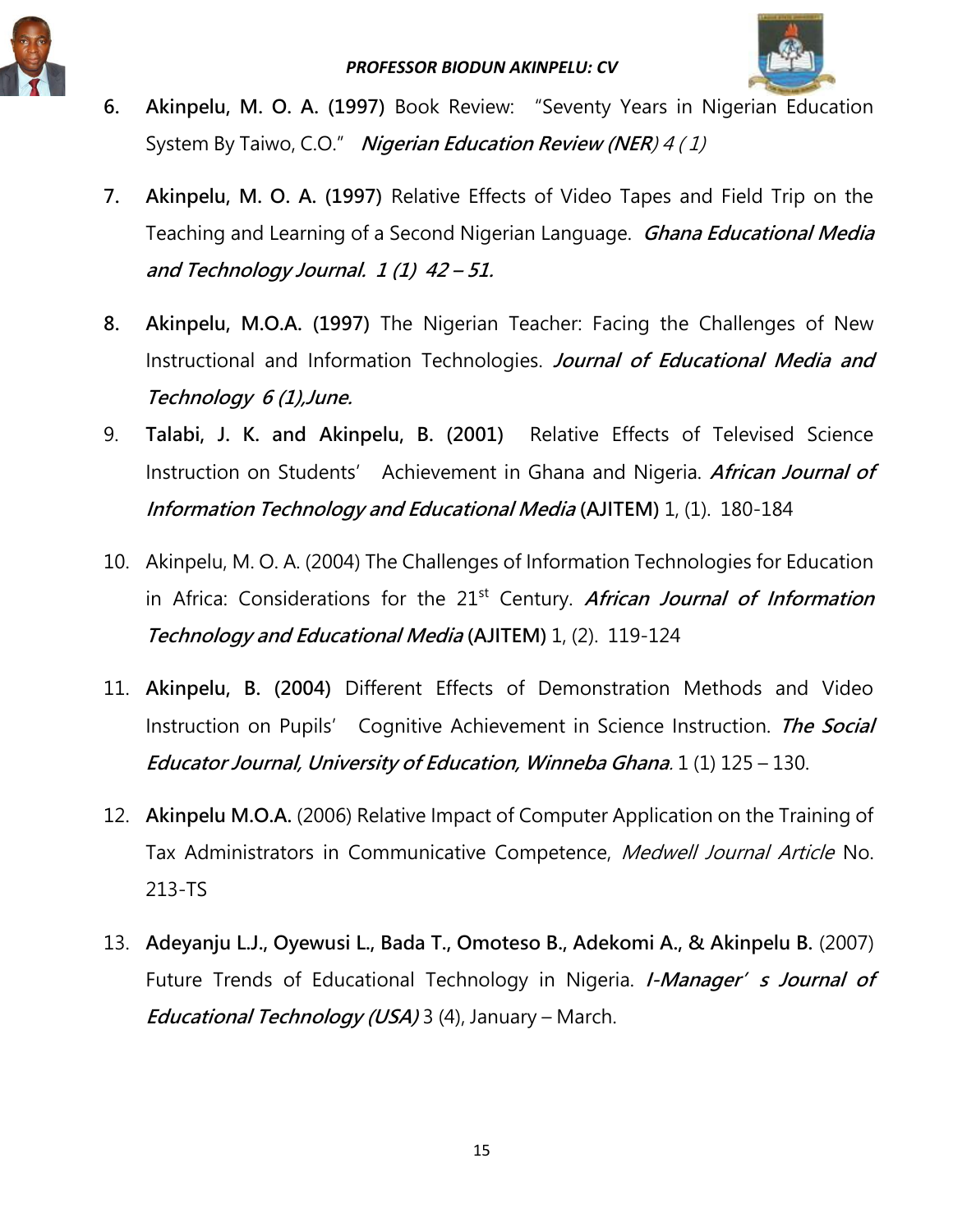6. **Akinpelu, M. O. A. (1997)** Book Review: "Seventy Years in Nigerian Education System By Taiwo, C.O." ***Nigerian Education Review (NER)*** *4 ( 1)*

7. **Akinpelu, M. O. A. (1997)** Relative Effects of Video Tapes and Field Trip on the Teaching and Learning of a Second Nigerian Language. ***Ghana Educational Media and Technology Journal. 1 (1) 42 – 51.***

8. **Akinpelu, M.O.A. (1997)** The Nigerian Teacher: Facing the Challenges of New Instructional and Information Technologies. ***Journal of Educational Media and Technology 6 (1),June.***

9. **Talabi, J. K. and Akinpelu, B. (2001)** Relative Effects of Televised Science Instruction on Students' Achievement in Ghana and Nigeria. ***African Journal of Information Technology and Educational Media*** **(AJITEM)** 1, (1). 180-184

10. Akinpelu, M. O. A. (2004) The Challenges of Information Technologies for Education in Africa: Considerations for the 21st Century. ***African Journal of Information Technology and Educational Media*** **(AJITEM)** 1, (2). 119-124

11. **Akinpelu, B. (2004)** Different Effects of Demonstration Methods and Video Instruction on Pupils' Cognitive Achievement in Science Instruction. ***The Social Educator Journal, University of Education, Winneba Ghana***. 1 (1) 125 – 130.

12. **Akinpelu M.O.A.** (2006) Relative Impact of Computer Application on the Training of Tax Administrators in Communicative Competence, *Medwell Journal Article* No. 213-TS

13. **Adeyanju L.J., Oyewusi L., Bada T., Omoteso B., Adekomi A., & Akinpelu B.** (2007) Future Trends of Educational Technology in Nigeria. ***I-Manager' s Journal of Educational Technology (USA)*** 3 (4), January – March.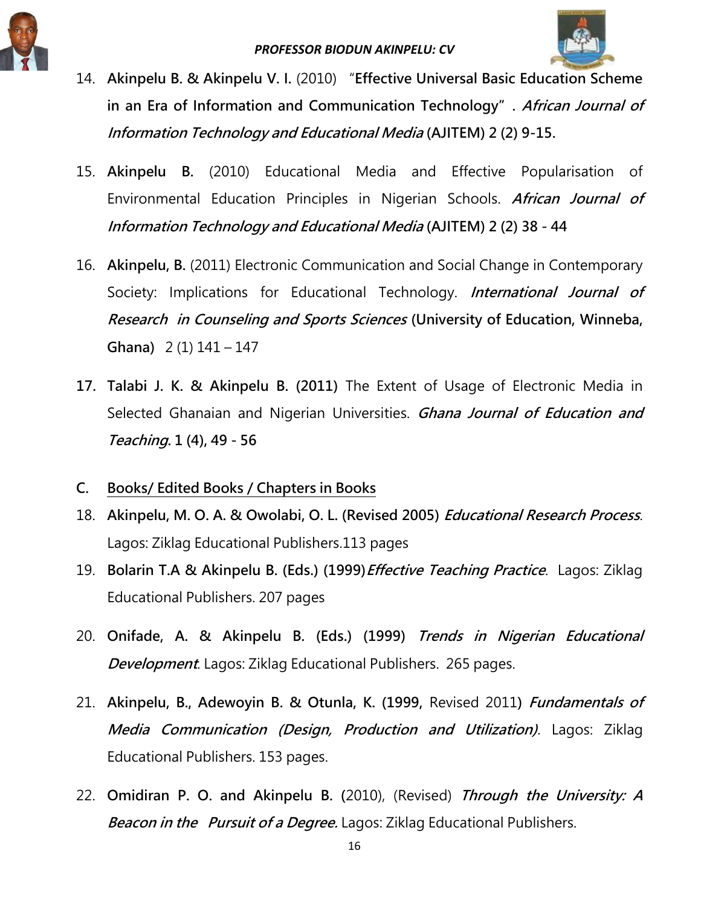14. **Akinpelu B. & Akinpelu V. I.** (2010) "**Effective Universal Basic Education Scheme in an Era of Information and Communication Technology**" . ***African Journal of Information Technology and Educational Media*** **(AJITEM) 2 (2) 9-15.**

15. **Akinpelu B.** (2010) Educational Media and Effective Popularisation of Environmental Education Principles in Nigerian Schools. ***African Journal of Information Technology and Educational Media*** **(AJITEM) 2 (2) 38 - 44**

16. **Akinpelu, B.** (2011) Electronic Communication and Social Change in Contemporary Society: Implications for Educational Technology. ***International Journal of Research in Counseling and Sports Sciences*** **(University of Education, Winneba, Ghana)** 2 (1) 141 – 147

17. **Talabi J. K. & Akinpelu B. (2011)** The Extent of Usage of Electronic Media in Selected Ghanaian and Nigerian Universities. ***Ghana Journal of Education and Teaching*****. 1 (4), 49 - 56**

## C. Books/ Edited Books / Chapters in Books

18. **Akinpelu, M. O. A. & Owolabi, O. L. (Revised 2005)** ***Educational Research Process***. Lagos: Ziklag Educational Publishers.113 pages

19. **Bolarin T.A & Akinpelu B. (Eds.) (1999)** ***Effective Teaching Practice***. Lagos: Ziklag Educational Publishers. 207 pages

20. **Onifade, A. & Akinpelu B. (Eds.) (1999)** ***Trends in Nigerian Educational Development***. Lagos: Ziklag Educational Publishers. 265 pages.

21. **Akinpelu, B., Adewoyin B. & Otunla, K. (1999,** Revised 2011) ***Fundamentals of Media Communication (Design, Production and Utilization)***. Lagos: Ziklag Educational Publishers. 153 pages.

22. **Omidiran P. O. and Akinpelu B. (**2010), (Revised) ***Through the University: A Beacon in the Pursuit of a Degree.*** Lagos: Ziklag Educational Publishers.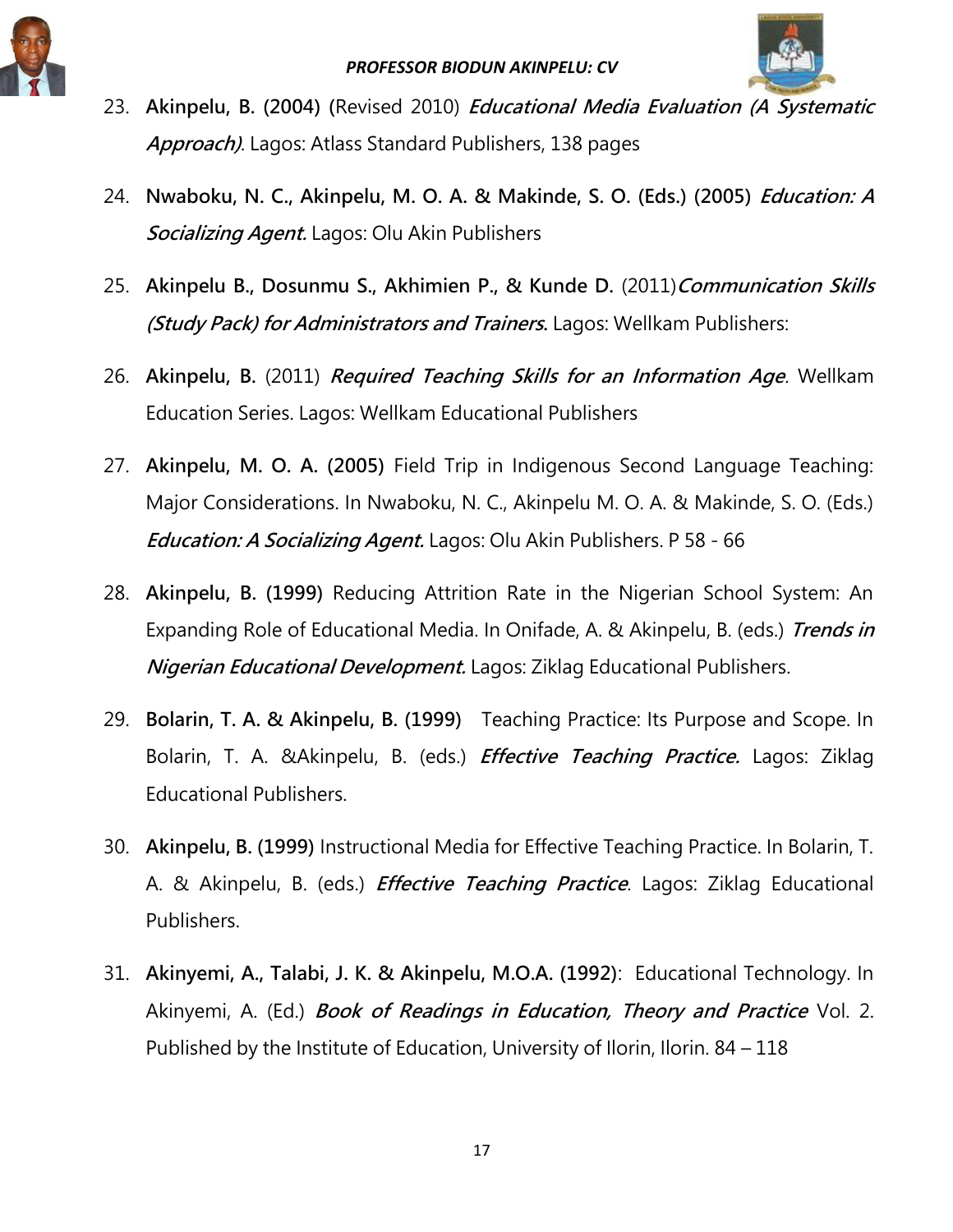23. **Akinpelu, B. (2004) (**Revised 2010) ***Educational Media Evaluation (A Systematic Approach)***. Lagos: Atlass Standard Publishers, 138 pages

24. **Nwaboku, N. C., Akinpelu, M. O. A. & Makinde, S. O. (Eds.) (2005)** ***Education: A Socializing Agent.*** Lagos: Olu Akin Publishers

25. **Akinpelu B., Dosunmu S., Akhimien P., & Kunde D.** (2011)***Communication Skills (Study Pack) for Administrators and Trainers***. Lagos: Wellkam Publishers:

26. **Akinpelu, B.** (2011) ***Required Teaching Skills for an Information Age***. Wellkam Education Series. Lagos: Wellkam Educational Publishers

27. **Akinpelu, M. O. A. (2005)** Field Trip in Indigenous Second Language Teaching: Major Considerations. In Nwaboku, N. C., Akinpelu M. O. A. & Makinde, S. O. (Eds.) ***Education: A Socializing Agent.*** Lagos: Olu Akin Publishers. P 58 - 66

28. **Akinpelu, B. (1999)** Reducing Attrition Rate in the Nigerian School System: An Expanding Role of Educational Media. In Onifade, A. & Akinpelu, B. (eds.) ***Trends in Nigerian Educational Development.*** Lagos: Ziklag Educational Publishers.

29. **Bolarin, T. A. & Akinpelu, B. (1999)** Teaching Practice: Its Purpose and Scope. In Bolarin, T. A. &Akinpelu, B. (eds.) ***Effective Teaching Practice.*** Lagos: Ziklag Educational Publishers.

30. **Akinpelu, B. (1999)** Instructional Media for Effective Teaching Practice. In Bolarin, T. A. & Akinpelu, B. (eds.) ***Effective Teaching Practice***. Lagos: Ziklag Educational Publishers.

31. **Akinyemi, A., Talabi, J. K. & Akinpelu, M.O.A. (1992)**: Educational Technology. In Akinyemi, A. (Ed.) ***Book of Readings in Education, Theory and Practice*** Vol. 2. Published by the Institute of Education, University of Ilorin, Ilorin. 84 – 118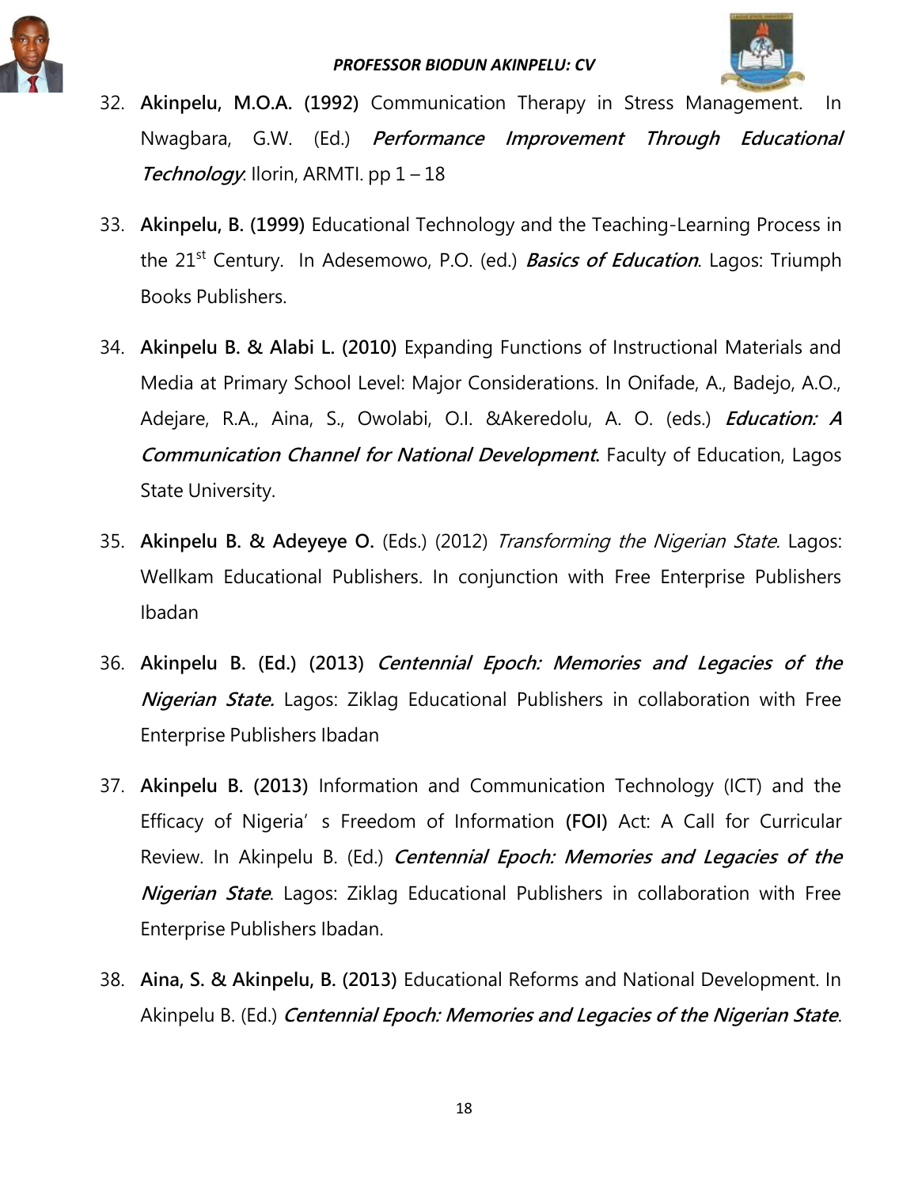32. **Akinpelu, M.O.A. (1992)** Communication Therapy in Stress Management. In Nwagbara, G.W. (Ed.) ***Performance Improvement Through Educational Technology***. Ilorin, ARMTI. pp 1 – 18

33. **Akinpelu, B. (1999)** Educational Technology and the Teaching-Learning Process in the 21st Century. In Adesemowo, P.O. (ed.) ***Basics of Education***. Lagos: Triumph Books Publishers.

34. **Akinpelu B. & Alabi L. (2010)** Expanding Functions of Instructional Materials and Media at Primary School Level: Major Considerations. In Onifade, A., Badejo, A.O., Adejare, R.A., Aina, S., Owolabi, O.I. &Akeredolu, A. O. (eds.) ***Education: A Communication Channel for National Development***. Faculty of Education, Lagos State University.

35. **Akinpelu B. & Adeyeye O.** (Eds.) (2012) *Transforming the Nigerian State.* Lagos: Wellkam Educational Publishers. In conjunction with Free Enterprise Publishers Ibadan

36. **Akinpelu B. (Ed.) (2013)** ***Centennial Epoch: Memories and Legacies of the Nigerian State.*** Lagos: Ziklag Educational Publishers in collaboration with Free Enterprise Publishers Ibadan

37. **Akinpelu B. (2013)** Information and Communication Technology (ICT) and the Efficacy of Nigeria' s Freedom of Information **(FOI)** Act: A Call for Curricular Review. In Akinpelu B. (Ed.) ***Centennial Epoch: Memories and Legacies of the Nigerian State***. Lagos: Ziklag Educational Publishers in collaboration with Free Enterprise Publishers Ibadan.

38. **Aina, S. & Akinpelu, B. (2013)** Educational Reforms and National Development. In Akinpelu B. (Ed.) ***Centennial Epoch: Memories and Legacies of the Nigerian State***.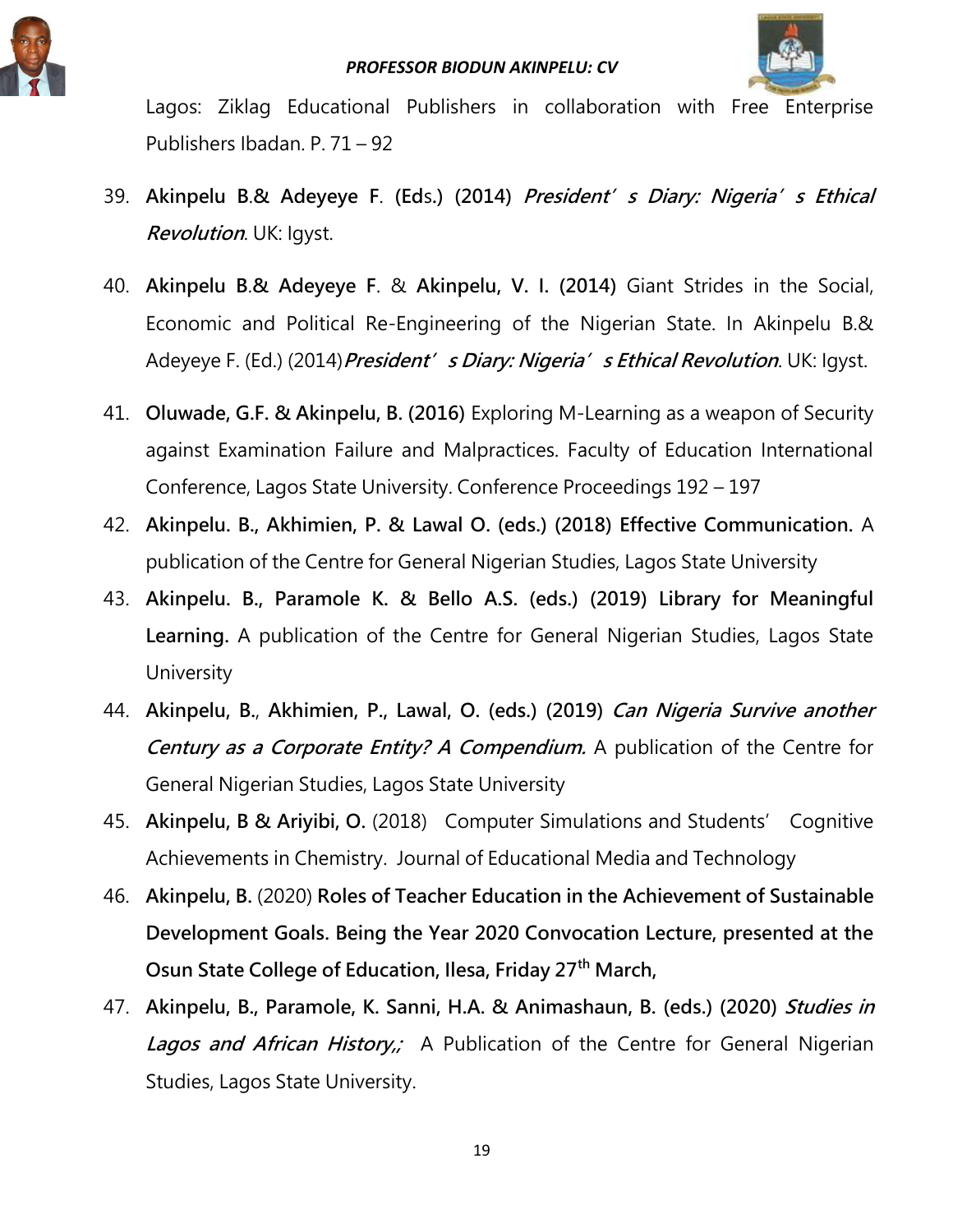Lagos: Ziklag Educational Publishers in collaboration with Free Enterprise Publishers Ibadan. P. 71 – 92

39. **Akinpelu B.& Adeyeye F. (Eds.) (2014)** ***President's Diary: Nigeria's Ethical Revolution***. UK: Igyst.

40. **Akinpelu B.& Adeyeye F.** & **Akinpelu, V. I. (2014)** Giant Strides in the Social, Economic and Political Re-Engineering of the Nigerian State. In Akinpelu B.& Adeyeye F. (Ed.) (2014)***President's Diary: Nigeria's Ethical Revolution***. UK: Igyst.

41. **Oluwade, G.F. & Akinpelu, B. (2016)** Exploring M-Learning as a weapon of Security against Examination Failure and Malpractices. Faculty of Education International Conference, Lagos State University. Conference Proceedings 192 – 197

42. **Akinpelu. B., Akhimien, P. & Lawal O. (eds.) (2018) Effective Communication.** A publication of the Centre for General Nigerian Studies, Lagos State University

43. **Akinpelu. B., Paramole K. & Bello A.S. (eds.) (2019) Library for Meaningful Learning.** A publication of the Centre for General Nigerian Studies, Lagos State University

44. **Akinpelu, B., Akhimien, P., Lawal, O. (eds.) (2019)** ***Can Nigeria Survive another Century as a Corporate Entity? A Compendium.*** A publication of the Centre for General Nigerian Studies, Lagos State University

45. **Akinpelu, B & Ariyibi, O.** (2018) Computer Simulations and Students' Cognitive Achievements in Chemistry. Journal of Educational Media and Technology

46. **Akinpelu, B.** (2020) **Roles of Teacher Education in the Achievement of Sustainable Development Goals. Being the Year 2020 Convocation Lecture, presented at the Osun State College of Education, Ilesa, Friday 27th March,**

47. **Akinpelu, B., Paramole, K. Sanni, H.A. & Animashaun, B. (eds.) (2020)** ***Studies in Lagos and African History,;*** A Publication of the Centre for General Nigerian Studies, Lagos State University.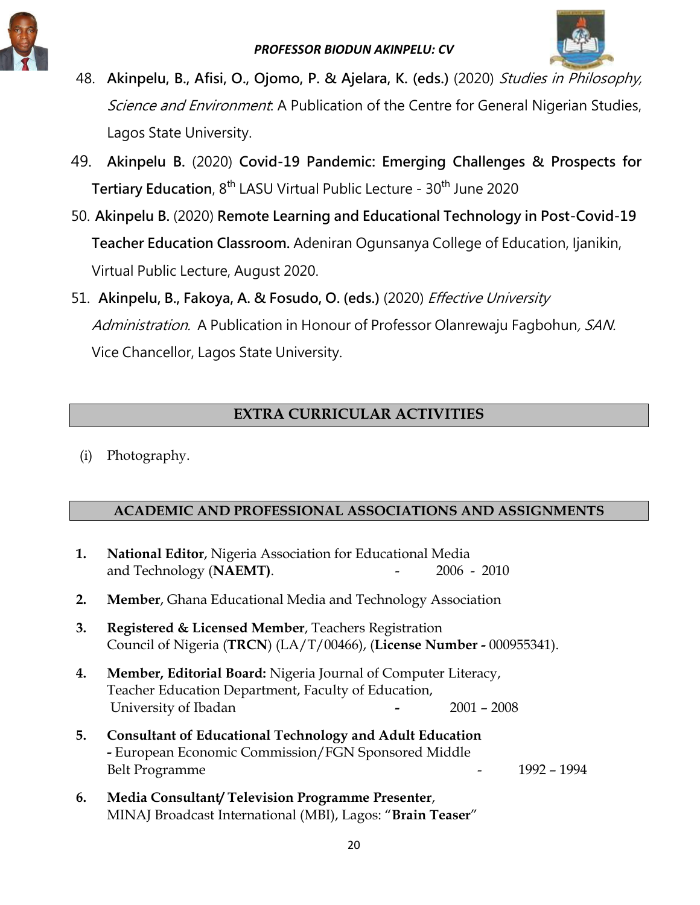48. **Akinpelu, B., Afisi, O., Ojomo, P. & Ajelara, K. (eds.)** (2020) *Studies in Philosophy, Science and Environment*: A Publication of the Centre for General Nigerian Studies, Lagos State University.

49. **Akinpelu B.** (2020) **Covid-19 Pandemic: Emerging Challenges & Prospects for Tertiary Education**, 8th LASU Virtual Public Lecture - 30th June 2020

50. **Akinpelu B.** (2020) **Remote Learning and Educational Technology in Post-Covid-19 Teacher Education Classroom.** Adeniran Ogunsanya College of Education, Ijanikin, Virtual Public Lecture, August 2020.

51. **Akinpelu, B., Fakoya, A. & Fosudo, O. (eds.)** (2020) *Effective University Administration*. A Publication in Honour of Professor Olanrewaju Fagbohun*, SAN.* Vice Chancellor, Lagos State University.

## EXTRA CURRICULAR ACTIVITIES

(i) Photography.

## ACADEMIC AND PROFESSIONAL ASSOCIATIONS AND ASSIGNMENTS

1. **National Editor**, Nigeria Association for Educational Media and Technology (**NAEMT)**. - 2006 - 2010

2. **Member**, Ghana Educational Media and Technology Association

3. **Registered & Licensed Member**, Teachers Registration Council of Nigeria (**TRCN**) (LA/T/00466), (**License Number -** 000955341).

4. **Member, Editorial Board:** Nigeria Journal of Computer Literacy, Teacher Education Department, Faculty of Education, University of Ibadan **-** 2001 – 2008

5. **Consultant of Educational Technology and Adult Education -** European Economic Commission/FGN Sponsored Middle Belt Programme - 1992 – 1994

6. **Media Consultant/ Television Programme Presenter**, MINAJ Broadcast International (MBI), Lagos: "**Brain Teaser**"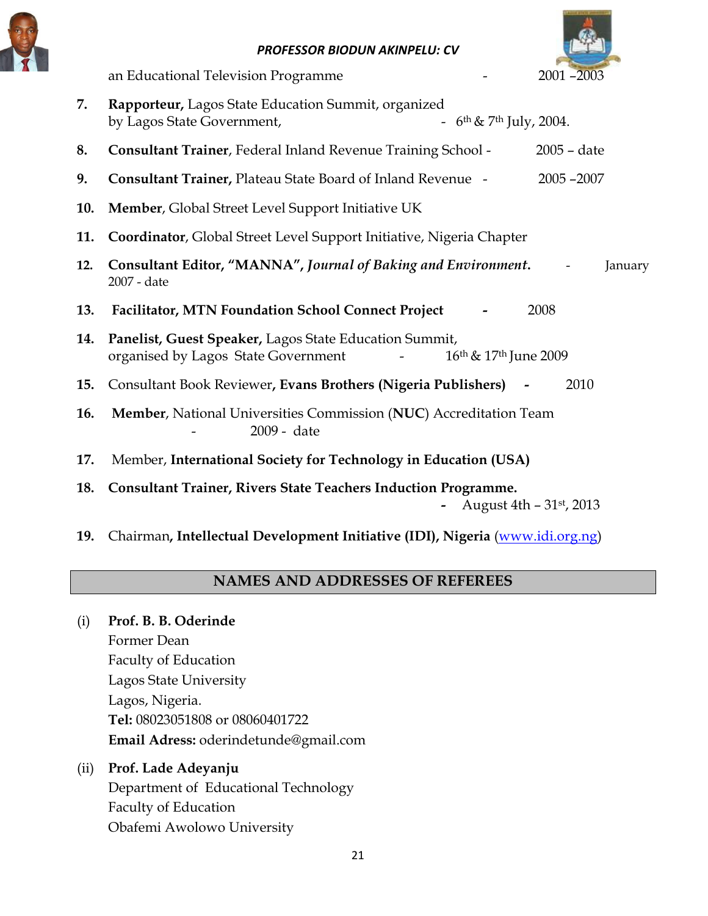an Educational Television Programme - 2001 –2003

7. **Rapporteur,** Lagos State Education Summit, organized by Lagos State Government, - 6th & 7th July, 2004.

8. **Consultant Trainer**, Federal Inland Revenue Training School - 2005 – date

9. **Consultant Trainer,** Plateau State Board of Inland Revenue - 2005 –2007

10. **Member**, Global Street Level Support Initiative UK

11. **Coordinator**, Global Street Level Support Initiative, Nigeria Chapter

12. **Consultant Editor, "MANNA",** ***Journal of Baking and Environment*****.** - January 2007 - date

13. **Facilitator, MTN Foundation School Connect Project** **-** 2008

14. **Panelist, Guest Speaker,** Lagos State Education Summit, organised by Lagos State Government - 16th & 17th June 2009

15. Consultant Book Reviewer**, Evans Brothers (Nigeria Publishers)** **-** 2010

16. **Member**, National Universities Commission (**NUC**) Accreditation Team - 2009 - date

17. Member, **International Society for Technology in Education (USA)**

18. **Consultant Trainer, Rivers State Teachers Induction Programme.** **-** August 4th – 31st, 2013

19. Chairman**, Intellectual Development Initiative (IDI), Nigeria** (www.idi.org.ng)

## NAMES AND ADDRESSES OF REFEREES

(i) **Prof. B. B. Oderinde**
Former Dean
Faculty of Education
Lagos State University
Lagos, Nigeria.
**Tel:** 08023051808 or 08060401722
**Email Adress:** oderindetunde@gmail.com

(ii) **Prof. Lade Adeyanju**
Department of Educational Technology
Faculty of Education
Obafemi Awolowo University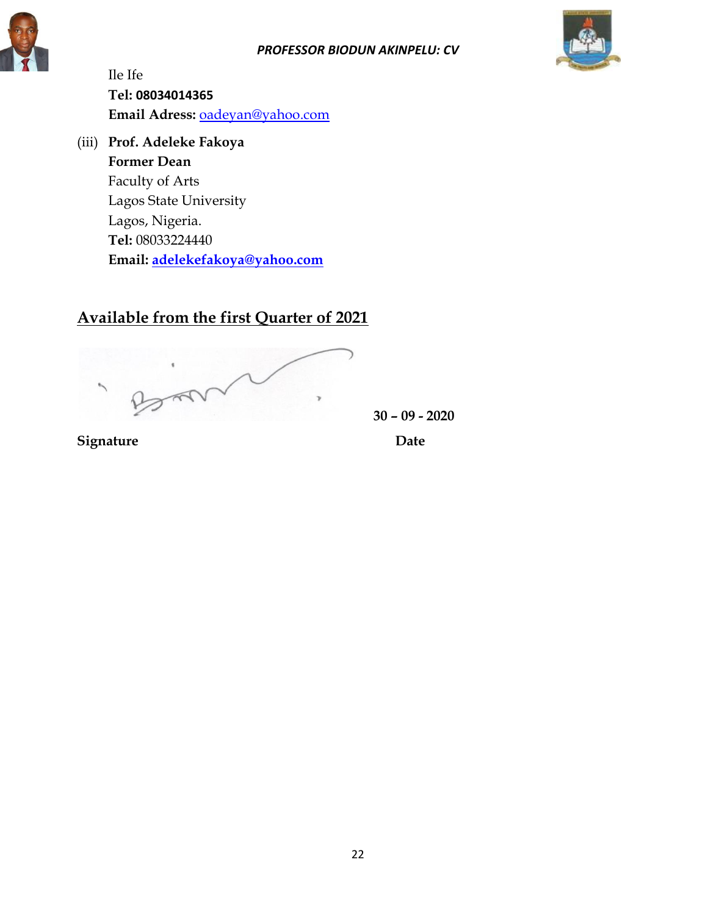Ile Ife

**Tel: 08034014365**

**Email Adress:** oadeyan@yahoo.com

(iii) **Prof. Adeleke Fakoya**
**Former Dean**
Faculty of Arts
Lagos State University
Lagos, Nigeria.
**Tel:** 08033224440
**Email:** **adelekefakoya@yahoo.com**

## Available from the first Quarter of 2021

**30 – 09 - 2020**

**Signature** **Date**